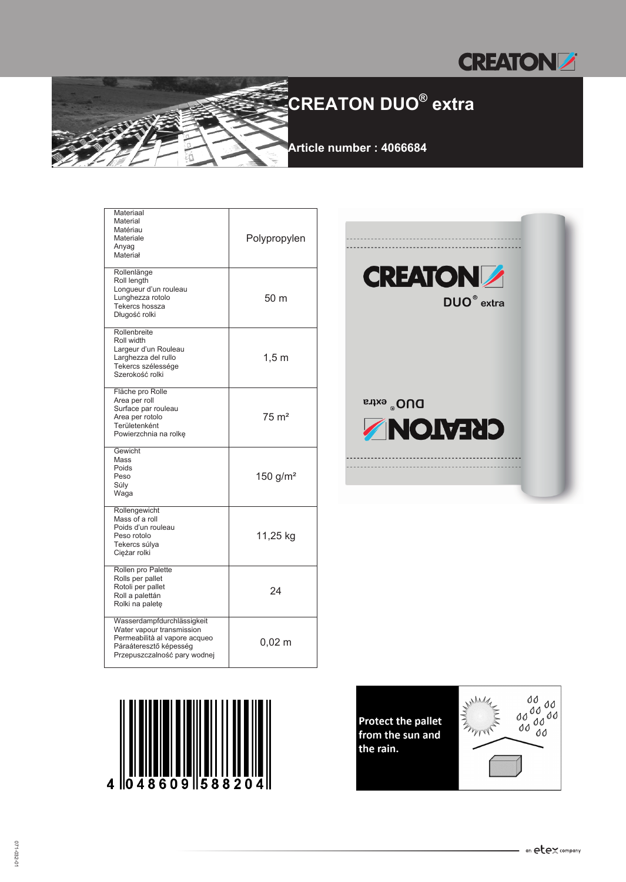# CREATON DUO® extra

**Article number : 4066684**

| | |
|---|---|
| Materiaal<br>Material<br>Matériau<br>Materiale<br>Anyag<br>Materiał | Polypropylen |
| Rollenlänge<br>Roll length<br>Longueur d'un rouleau<br>Lunghezza rotolo<br>Tekercs hossza<br>Długość rolki | 50 m |
| Rollenbreite<br>Roll width<br>Largeur d'un Rouleau<br>Larghezza del rullo<br>Tekercs szélessége<br>Szerokość rolki | 1,5 m |
| Fläche pro Rolle<br>Area per roll<br>Surface par rouleau<br>Area per rotolo<br>Területenként<br>Powierzchnia na rolkę | 75 m² |
| Gewicht<br>Mass<br>Poids<br>Peso<br>Súly<br>Waga | 150 g/m² |
| Rollengewicht<br>Mass of a roll<br>Poids d'un rouleau<br>Peso rotolo<br>Tekercs súlya<br>Ciężar rolki | 11,25 kg |
| Rollen pro Palette<br>Rolls per pallet<br>Rotoli per pallet<br>Roll a palettán<br>Rolki na paletę | 24 |
| Wasserdampfdurchlässigkeit<br>Water vapour transmission<br>Permeabilità al vapore acqueo<br>Páraáteresztő képesség<br>Przepuszczalność pary wodnej | 0,02 m |

4 048609 588204

**Protect the pallet from the sun and the rain.**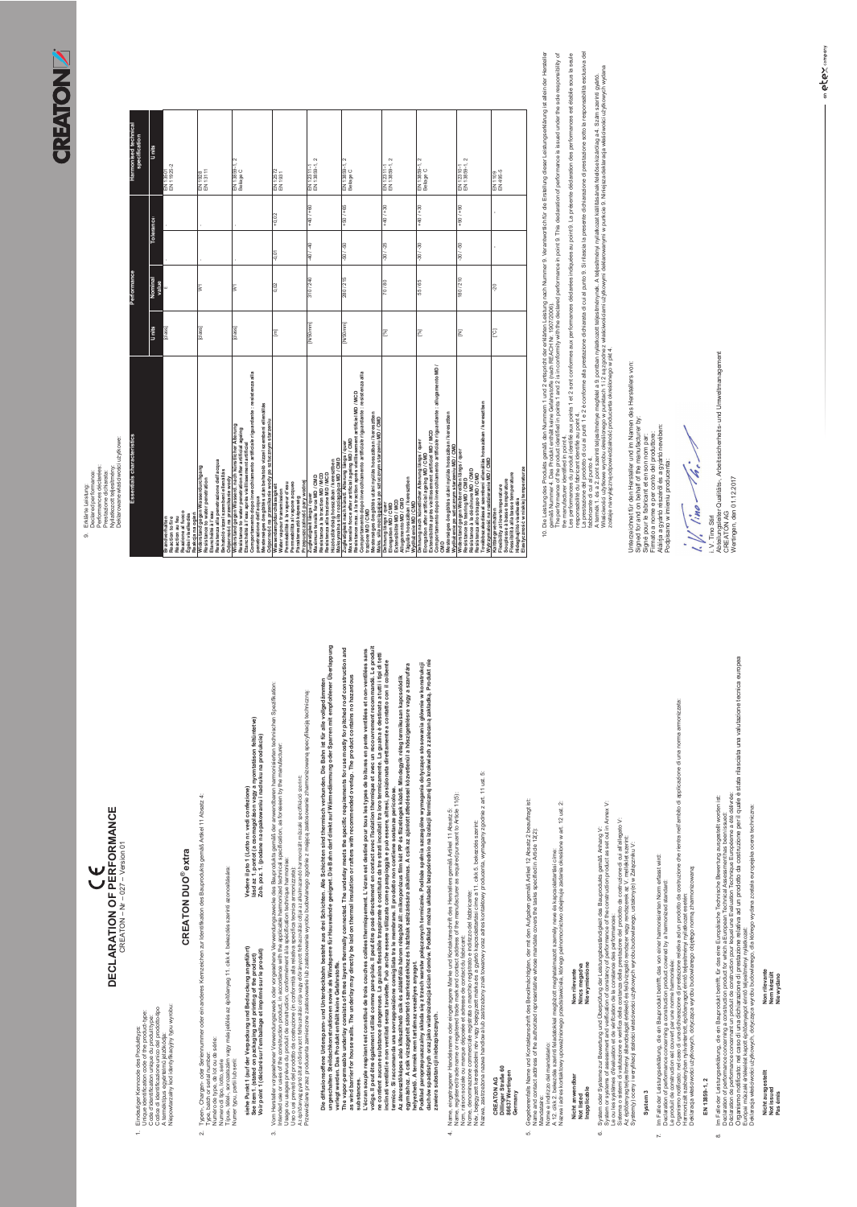# DECLARATION OF PERFORMANCE

CREATON – Nr – 027 – Version 01

1. Eindeutiger Kenncode des Produkttyps:
Unique identification code of the product-type:
Code d'identification unique du produit type:
Codice di identificazione unico del prodotto-tipo:
A terméktípus egyedi azonosító kódja:
Niepowtarzalny kod identyfikacyjny typu wyrobu:

## CREATON DUO® extra

2. Typen-, Chargen- oder Seriennummer oder ein anderes Kennzeichen zur Identifikation des Bauproduktes gemäß Artikel 11 Absatz 4:
Type, batch or serial number:
Numéro de type, de lot ou de série:
Numero di tipo, lotto, serie:
Típus-, tétel-, sorozatszám vagy más jelölés az építőanyag 11. cikk 4. bekezdés szerinti azonosítására:
Numer typu, partii lub serii:

**siehe Punkt 1 (auf der Verpackung und Bedruckung angeführt)**
**See item 1. (stated on packaging and printing of the product)**
**Voir point 1 (d'étiquetage et imprimé sur le produit)**
**Vedere il pto 1 (Lotto nr. vedi confezione)**
**lásd az 1. pontot (a csomagoláson vagy a nyomtatáson feltüntetve)**
**Zob. poz. 1. (podane na opakowaniu i nadruku na produkcie)**

3. Vom Hersteller vorgesehener Verwendungszweck oder vorgesehene Verwendungszwecke des Bauprodukts gemäß der anwendbaren harmonisierten technischen Spezifikation:
Intended use or uses of the construction product, in accordance with the applicable harmonised technical specification, as foreseen by the manufacturer:
Usage ou usages prévus du produit de construction, conformément à la spécification technique harmonisée:
Uso o usi previsti del prodotto da costruzione, in conformità alla relativa specifica tecnica armonizzata:
A gyártó által előírt felhasználási cél vagy célok az alkalmazandó harmonizált műszaki specifikáció szerint:
Przewidziane przez producenta zamierzone zastosowanie lub zastosowania wyrobu budowlanego zgodnie z zharmonizowaną specyfikacją techniczną:

**Die diffusionsoffene Unterspann- und Unterdeckbahn besteht aus drei Schichten. Alle Schichten sind thermisch verbunden. Die Bahn ist für alle vollgedämmten ungeschalten Bedachungskonstruktionen sowie als Windsperre für Hauswände geeignet. Die Bahn darf direkt auf Wärmedämmung oder Sparren mit empfohlener Überlappung verlegt werden. Das Produkt enthält keine Gefahrstoffe.**

**The vapor-permeable underlay consists of three layers thermally connected. The underlay meets the specific requirements for use for pitched roof construction and as wind barrier for house walls. The underlay may directly be laid on thermal insulation or rafters with recommended overlap. The product contains no hazardous substances.**

**L'écran souple respirant est constitué de trois couches collées thermiquement. L'écran est destiné pour tous les types de toitures en pente ventilées et non-ventilées sans voligeage ainsi qu'en pare-pluie. Il peut être posé directement sur l'isolation thermique et avec un recouvrement recommandé. Le produit ne contient aucune substance dangereuse.**

**La guaina flessibile traspirante è costituita da tre strati incollati tra loro termicamente. La guaina è destinata a tutti i tipi di tetti inclinati ventilati e non ventilati senza tavolato. Può anche essere utilizzata come barriera al vento per le pareti. Il prodotto può essere posato direttamente sull'isolamento termico o sui travetti con la sovrapposizione raccomandata. Il prodotto non contiene sostanze pericolose.**

**Az áteresztőképes alsó héjazatú fólia három rétegből áll. Minden réteg termikusan kapcsolódik egymáshoz. A fólia minden szellőztetett és szellőztetés nélküli magastetőhöz, valamint házfalak szélzárására alkalmas. A fólia közvetlenül a hőszigetelésre vagy a szarufára helyezhető. A termék nem tartalmaz veszélyes anyagot.**

**Podkład paroprzepuszczalny składa się z trzech warstw połączonych termicznie. Podkład spełnia szczególne wymagania dotyczące stosowania głównie w konstrukcji dachów skośnych oraz jako wiatroizolacja ścian domów. Podkład można układać bezpośrednio na izolacji termicznej lub krokwiach z zalecanym zakładem. Produkt nie zawiera substancji niebezpiecznych.**

4. Name, eingetragener Handelsname oder eingetragene Marke und Kontaktanschrift des Herstellers gemäß Artikel 11 Absatz 5:
Name, registered trade name or registered trade mark and contact address of the manufacturer as required pursuant to Article 11(5):
Nom, raison sociale ou marque déposée et adresse de contact du fabricant:
Nome, denominazione commerciale registrata o marchio registrato e indirizzo del fabbricante:
Név, bejegyzett kereskedelmi név vagy bejegyzett márkanév és a gyártó kapcsolattartási címe a 11. cikk 5. bekezdés szerint:
Nazwa, zastrzeżona nazwa handlowa lub zastrzeżony znak towarowy oraz adres kontaktowy producenta, wymagany zgodnie z art. 11 ust. 5:

**CREATON AG**
**Dillinger Straße 60**
**86637 Wertingen**
**Germany**

5. Gegebenenfalls Name und Kontaktanschrift des Bevollmächtigten, der mit den Aufgaben gemäß Artikel 12 Absatz 2 beauftragt ist:
Name and contact address of the authorized representative whose mandate covers the tasks specified in Article 12(2):
Nom et adresse de contact du mandataire:
Nome e indirizzo del mandatario:
A 12. cikk 2. bekezdés szerinti feladatokkal megbízott meghatalmazott személy neve és kapcsolattartási címe:
Nazwa i adres kontaktowy upoważnionego przedstawiciela, którego pełnomocnictwo obejmuje zadania określone w art. 12 ust. 2:

**Nicht anwendbar** / **Not listed** / **Inapplicable** / **Non rilevante** / **Nincs megadva** / **Nie wymienione**

6. System oder Systeme zur Bewertung und Überprüfung der Leistungsbeständigkeit des Bauproduktes gemäß Anhang V:
System or systems of assessment and verification of constancy of performance of the construction product as set out in Annex V:
Le ou les systèmes d'évaluation et de vérification de la constance des performances:
Sistema o sistemi di valutazione e verifica della costanza della prestazione del prodotto da costruzione di cui all'allegato V:
Az építőanyag teljesítmény állandóságát értékelő és felülvizsgáló rendszer vagy rendszerek az V. melléklet szerint:
System(y) oceny i weryfikacji stałości właściwości użytkowych wyrobu budowlanego, ustalony(e) w Załączniku V:

**System 3**

7. Im Falle der Leistungserklärung, die ein Bauprodukt betrifft, das von einer harmonisierten Norm erfasst wird:
Declaration of performance concerning a construction product covered by a harmonized standard:
Le produit de construction est couvert par une norme harmonisée:
Organismo notificato: nel caso di una dichiarazione di prestazione relativa ad un prodotto da costruzione che rientra nell'ambito di applicazione di una norma armonizzata:
Harmonizált szabványban nyilvántartott, építőanyagról kiállított teljesítmény nyilatkozat esetén:
Deklaracja właściwości użytkowych, dotycząca wyrobu budowlanego objętego normą zharmonizowaną:

**EN 13859-1, 2**

8. Im Falle der Leistungserklärung, die ein Bauprodukt betrifft, für das eine Europäische Technische Bewertung ausgestellt worden ist:
Declaration of performance concerning a construction product for which a European Technical Assessment has been issued:
Déclaration des performances concernant un produit de construction pour lequel une Évaluation Technique Européenne a été délivrée:
Organismo notificato: nel caso di una dichiarazione di prestazione relativa ad un prodotto da costruzione per il quale è stata rilasciata una valutazione tecnica europea:
Európai műszaki értékelést kapott építőanyagról kiállított teljesítmény nyilatkozat:
Deklaracja właściwości użytkowych, dotycząca wyrobu budowlanego, dla którego wydana została europejska ocena techniczna:

**Nicht ausgestellt** / **Not issued** / **Pas émis** / **Non rilevante** / **Nem készült** / **Nie wydano**

9. Erklärte Leistung:
Declared performance:
Performances déclarées:
Prestazione dichiarata:
Nyilatkozott teljesítmény:
Deklarowane właściwości użytkowe:

| Essentials characteristics | Performance | | Tolerance | | Harmonised technical specification |
|---|---|---|---|---|---|
| | Units | Nominal value | - | + | Units |
| Brandverhalten / Reaction to fire / Réaction au feu / Reazione al fuoco / Égési viselkedés / Reakcja na ogień | [class] | E | | | EN 13501, EN 11925-2 |
| Widerstand gegen Wasserdurchgang / Resistance to water penetration / Étanchéité à l'eau / Resistenza alla penetrazione dell'acqua / Beázással szembeni ellenállás / Odporność na przenikanie wody | [class] | W1 | | | EN 1928, EN 13111 |
| Widerstand gegen Wasserdurchgang nach künstlicher Alterung / Resistance to water penetration after artificial ageing / Étanchéité à l'eau après vieillissement artificiel / Comportamento dopo invecchiamento artificiale rigardante : resistenza alla penetrazione dell'acqua / Mesterséges öregítés utáni beázással szembeni ellenállás / Odporność na przenikanie wody po sztucznym starzeniu | [class] | W1 | | | EN 13859-1, 2 Beilage C |
| Wasserdampfdurchlässigkeit / Water vapour transmission / Perméabilité à la vapeur d'eau / Permeabilità al vapore acqueo / Páraáteresztő képesség / Przepuszczalność pary wodnej | [m] | 0.02 | -0.01 | +0.02 | EN 12572, EN 1931 |
| Zugfestigkeit längs / quer / Tensile strength MD / CMD / Résistance à la traction MD / MCD / Resistenza alla trazione MD / MCD / Húzószilárdság hosszában / keresztben / Wytrzymałość na rozciąganie MD / CMD | [N/50mm] | 310 / 240 | -40 / -40 | +40 / +60 | EN 12311-1, EN 13859-1, 2 |
| Zugfestigkeit nach künstlicher Alterung längs / quer / Tensile strength after artificial ageing MD / CMD / Résistance max. à la traction après vieillissement artificiel MD / MCD / Comportamento dopo invecchiamento artificiale rigardante : resistenza alla trazione MD / CMD / Mesterséges öregítés utáni húzószilárdság hosszában / keresztben / Wytrzymałość na rozciąganie po sztucznym starzeniu MD / CMD | [N/50mm] | 280 / 215 | -50 / -50 | +50 / +65 | EN 13859-1, 2 Beilage C |
| Dehnung längs / quer / Elongation MD / CMD / Allongement MD / MCD / Allungamento MD / MCD / Szakadási nyúlás hosszában / keresztben / Wydłużenie MD / CMD | [%] | 70 / 80 | -30 / -25 | +40 / +30 | EN 12311-1, EN 13859-1, 2 |
| Dehnung nach künstlicher Alterung längs / quer / Elongation after artificial ageing MD / CMD / Allongement après vieillissement artificiel MD / MCD / Comportamento dopo invecchiamento artificiale rigardante : allungamento MD / CMD / Mesterséges öregítés utáni nyúlás hosszában / keresztben / Wydłużenie po sztucznym starzeniu MD / CMD | [%] | 55 / 65 | -30 / -30 | +40 / +30 | EN 13859-1, 2 Beilage C |
| Widerstand gegen Weiterreißen längs / quer / Resistance to tearing MD / CMD / Résistance à la déchirure MD / MCD / Resistenza alla lacerazione MD / CMD / Továbbszakadással szembeni ellenállás hosszában / keresztben / Wytrzymałość na rozdzieranie MD / CMD | [N] | 180 / 210 | -50 / -50 | +90 / +90 | EN 12310-1, EN 13859-1, 2 |
| Kaltbiegeverhalten / Flexibility at low temperature / Souplesse à basse température / Flessibilità alla bassa temperatura / Hajlékonyság alacsony hőmérsékleten / Elastyczność w niskiej temperaturze | [°C] | -20 | - | - | EN 1109, EN 495-5 |

10. Die Leistung des Produkts gemäß den Nummern 1 und 2 entspricht der erklärten Leistung nach Nummer 9. Verantwortlich für die Erstellung dieser Leistungserklärung ist allein der Hersteller gemäß Nummer 4. Das Produkt enthält keine Gefahrstoffe (nach REACH Nr. 1907/2006).
The performance of the product identified in points 1 and 2 is in conformity with the declared performance in point 9. This declaration of performance is issued under the sole responsibility of the manufacturer identified in point 4.
Les performances du produit identifié aux points 1 et 2 sont conformes aux performances déclarées indiquées au point 9. La présente déclaration des performances est établie sous la seule responsabilité du fabricant identifié au point 4.
La prestazione del prodotto di cui ai punti 1 e 2 è conforme alla prestazione dichiarata di cui al punto 9. Si rilascia la presente dichiarazione di prestazione sotto la responsabilità esclusiva del fabbricante di cui al punto 4.
A termék 1. és 2. pont szerinti teljesítménye megfelel a 9. pontban nyilatkozott teljesítménynek. A teljesítmény nyilatkozat kiállításáért kizárólag a 4. pontban szereplő gyártó felel.
Właściwości użytkowe wyrobu określonego w punktach 1 i 2 są zgodne z właściwościami użytkowymi deklarowanymi w punkcie 9. Niniejsza deklaracja właściwości użytkowych wydana zostaje na wyłączną odpowiedzialność producenta określonego w pkt 4.

Unterzeichnet für den Hersteller und im Namen des Herstellers von:
Signed for and on behalf of the manufacturer by:
Signé pour le fabricant et en son nom par:
Firmato a nome e per conto del produttore:
Aláírta a gyártó részéről és a gyártó nevében:
Podpisano w imieniu producenta:

i.V. Tino Stiel
Abteilungsleiter Qualitäts-, Arbeitssicherheits- und Umweltmanagement
CREATON AG
Wertingen, den 01.12.2017

CREATON – an etex company